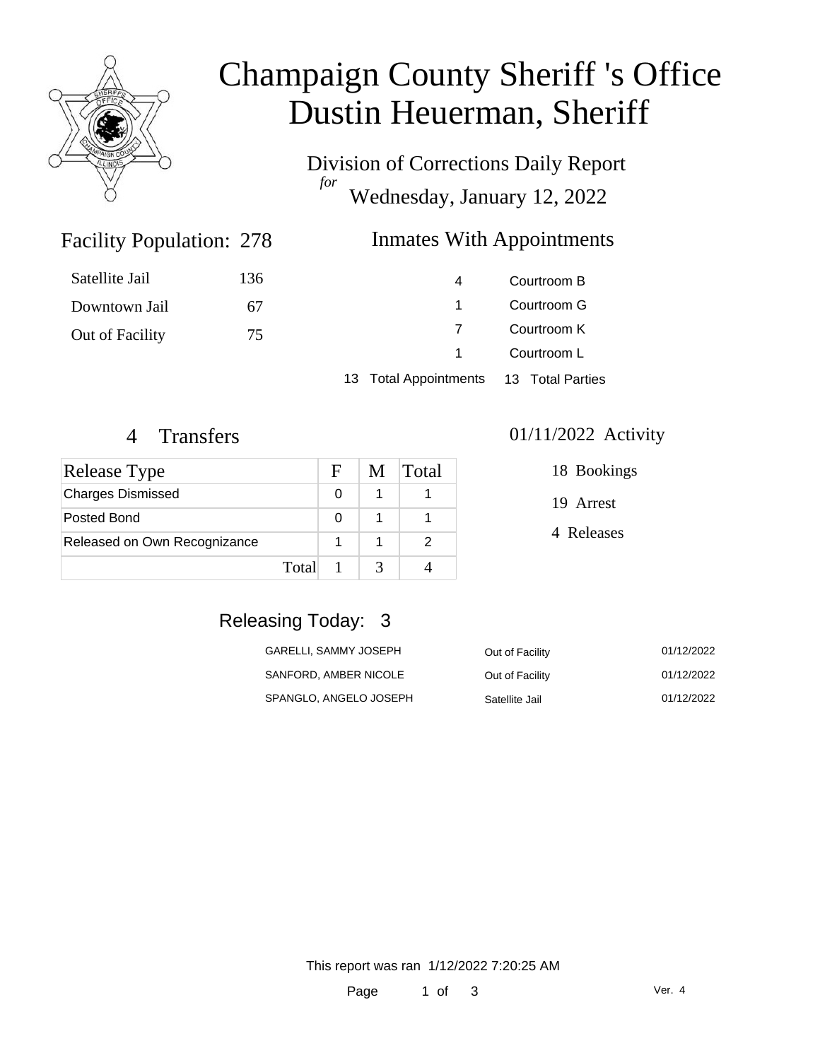# Champaign County Sheriff 's Office
# Dustin Heuerman, Sheriff

Division of Corrections Daily Report
*for*
Wednesday, January 12, 2022

## Facility Population: 278

| | |
|---|---|
| Satellite Jail | 136 |
| Downtown Jail | 67 |
| Out of Facility | 75 |

## Inmates With Appointments

| | |
|---|---|
| 4 | Courtroom B |
| 1 | Courtroom G |
| 7 | Courtroom K |
| 1 | Courtroom L |

13 Total Appointments    13 Total Parties

## 4 Transfers

| Release Type | F | M | Total |
|---|---|---|---|
| Charges Dismissed | 0 | 1 | 1 |
| Posted Bond | 0 | 1 | 1 |
| Released on Own Recognizance | 1 | 1 | 2 |
| Total | 1 | 3 | 4 |

## 01/11/2022 Activity

18 Bookings

19 Arrest

4 Releases

## Releasing Today: 3

| | | |
|---|---|---|
| GARELLI, SAMMY JOSEPH | Out of Facility | 01/12/2022 |
| SANFORD, AMBER NICOLE | Out of Facility | 01/12/2022 |
| SPANGLO, ANGELO JOSEPH | Satellite Jail | 01/12/2022 |

This report was ran 1/12/2022 7:20:25 AM

Ver. 4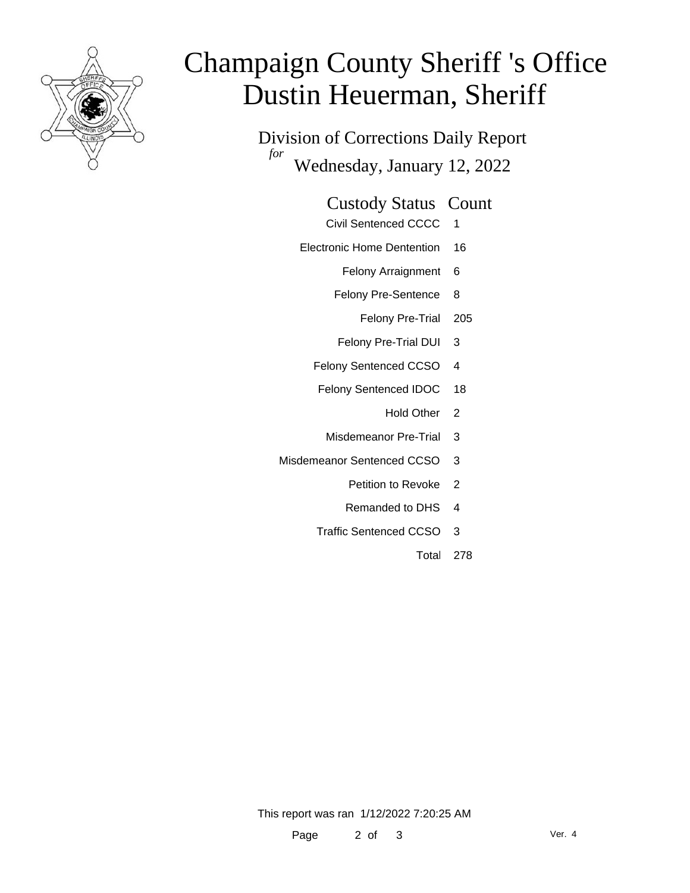# Champaign County Sheriff 's Office
# Dustin Heuerman, Sheriff

## Division of Corrections Daily Report

*for* Wednesday, January 12, 2022

| Custody Status | Count |
|---|---|
| Civil Sentenced CCCC | 1 |
| Electronic Home Dentention | 16 |
| Felony Arraignment | 6 |
| Felony Pre-Sentence | 8 |
| Felony Pre-Trial | 205 |
| Felony Pre-Trial DUI | 3 |
| Felony Sentenced CCSO | 4 |
| Felony Sentenced IDOC | 18 |
| Hold Other | 2 |
| Misdemeanor Pre-Trial | 3 |
| Misdemeanor Sentenced CCSO | 3 |
| Petition to Revoke | 2 |
| Remanded to DHS | 4 |
| Traffic Sentenced CCSO | 3 |
| Total | 278 |

This report was ran 1/12/2022 7:20:25 AM

Ver. 4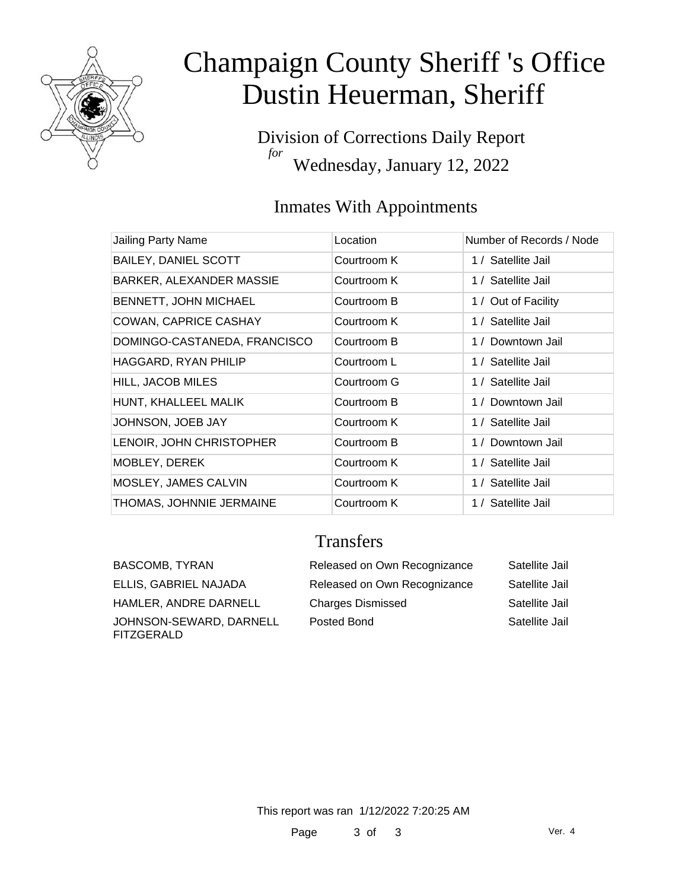# Champaign County Sheriff 's Office
# Dustin Heuerman, Sheriff

Division of Corrections Daily Report
*for*
Wednesday, January 12, 2022

## Inmates With Appointments

| Jailing Party Name | Location | Number of Records / Node |
|---|---|---|
| BAILEY, DANIEL SCOTT | Courtroom K | 1 / Satellite Jail |
| BARKER, ALEXANDER MASSIE | Courtroom K | 1 / Satellite Jail |
| BENNETT, JOHN MICHAEL | Courtroom B | 1 / Out of Facility |
| COWAN, CAPRICE CASHAY | Courtroom K | 1 / Satellite Jail |
| DOMINGO-CASTANEDA, FRANCISCO | Courtroom B | 1 / Downtown Jail |
| HAGGARD, RYAN PHILIP | Courtroom L | 1 / Satellite Jail |
| HILL, JACOB MILES | Courtroom G | 1 / Satellite Jail |
| HUNT, KHALLEEL MALIK | Courtroom B | 1 / Downtown Jail |
| JOHNSON, JOEB JAY | Courtroom K | 1 / Satellite Jail |
| LENOIR, JOHN CHRISTOPHER | Courtroom B | 1 / Downtown Jail |
| MOBLEY, DEREK | Courtroom K | 1 / Satellite Jail |
| MOSLEY, JAMES CALVIN | Courtroom K | 1 / Satellite Jail |
| THOMAS, JOHNNIE JERMAINE | Courtroom K | 1 / Satellite Jail |

## Transfers

| | | |
|---|---|---|
| BASCOMB, TYRAN | Released on Own Recognizance | Satellite Jail |
| ELLIS, GABRIEL NAJADA | Released on Own Recognizance | Satellite Jail |
| HAMLER, ANDRE DARNELL | Charges Dismissed | Satellite Jail |
| JOHNSON-SEWARD, DARNELL FITZGERALD | Posted Bond | Satellite Jail |

This report was ran 1/12/2022 7:20:25 AM